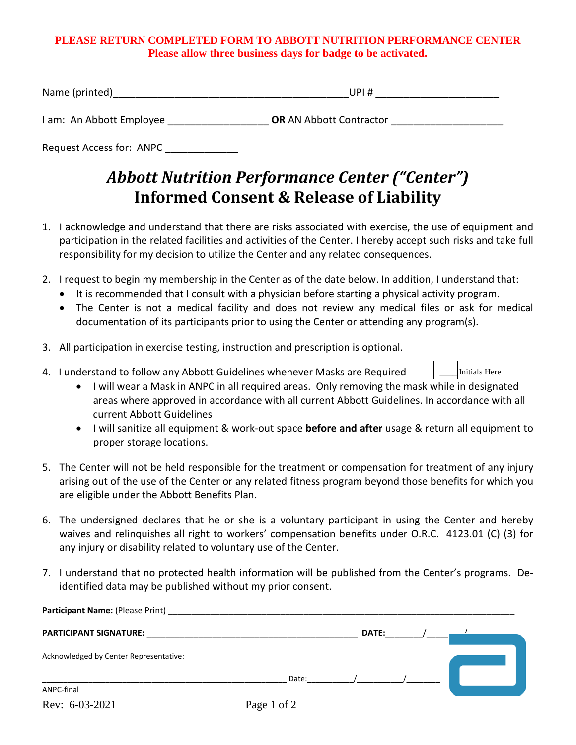**PLEASE RETURN COMPLETED FORM TO ABBOTT NUTRITION PERFORMANCE CENTER**
**Please allow three business days for badge to be activated.**

Name (printed)__________________________________________UPI # ______________________

I am: An Abbott Employee __________________ **OR** AN Abbott Contractor ____________________

Request Access for: ANPC _____________

# *Abbott Nutrition Performance Center ("Center")* Informed Consent & Release of Liability

1. I acknowledge and understand that there are risks associated with exercise, the use of equipment and participation in the related facilities and activities of the Center. I hereby accept such risks and take full responsibility for my decision to utilize the Center and any related consequences.

2. I request to begin my membership in the Center as of the date below. In addition, I understand that:
   - It is recommended that I consult with a physician before starting a physical activity program.
   - The Center is not a medical facility and does not review any medical files or ask for medical documentation of its participants prior to using the Center or attending any program(s).

3. All participation in exercise testing, instruction and prescription is optional.

4. I understand to follow any Abbott Guidelines whenever Masks are Required ____ Initials Here
   - I will wear a Mask in ANPC in all required areas. Only removing the mask while in designated areas where approved in accordance with all current Abbott Guidelines. In accordance with all current Abbott Guidelines
   - I will sanitize all equipment & work-out space **before and after** usage & return all equipment to proper storage locations.

5. The Center will not be held responsible for the treatment or compensation for treatment of any injury arising out of the use of the Center or any related fitness program beyond those benefits for which you are eligible under the Abbott Benefits Plan.

6. The undersigned declares that he or she is a voluntary participant in using the Center and hereby waives and relinquishes all right to workers' compensation benefits under O.R.C. 4123.01 (C) (3) for any injury or disability related to voluntary use of the Center.

7. I understand that no protected health information will be published from the Center's programs. De-identified data may be published without my prior consent.

**Participant Name:** (Please Print) ______________________________________________________________________

**PARTICIPANT SIGNATURE:** ____________________________________________ **DATE:**________/_____/_____

Acknowledged by Center Representative:

_____________________________________________________ Date:__________/__________/________

ANPC-final

Rev: 6-03-2021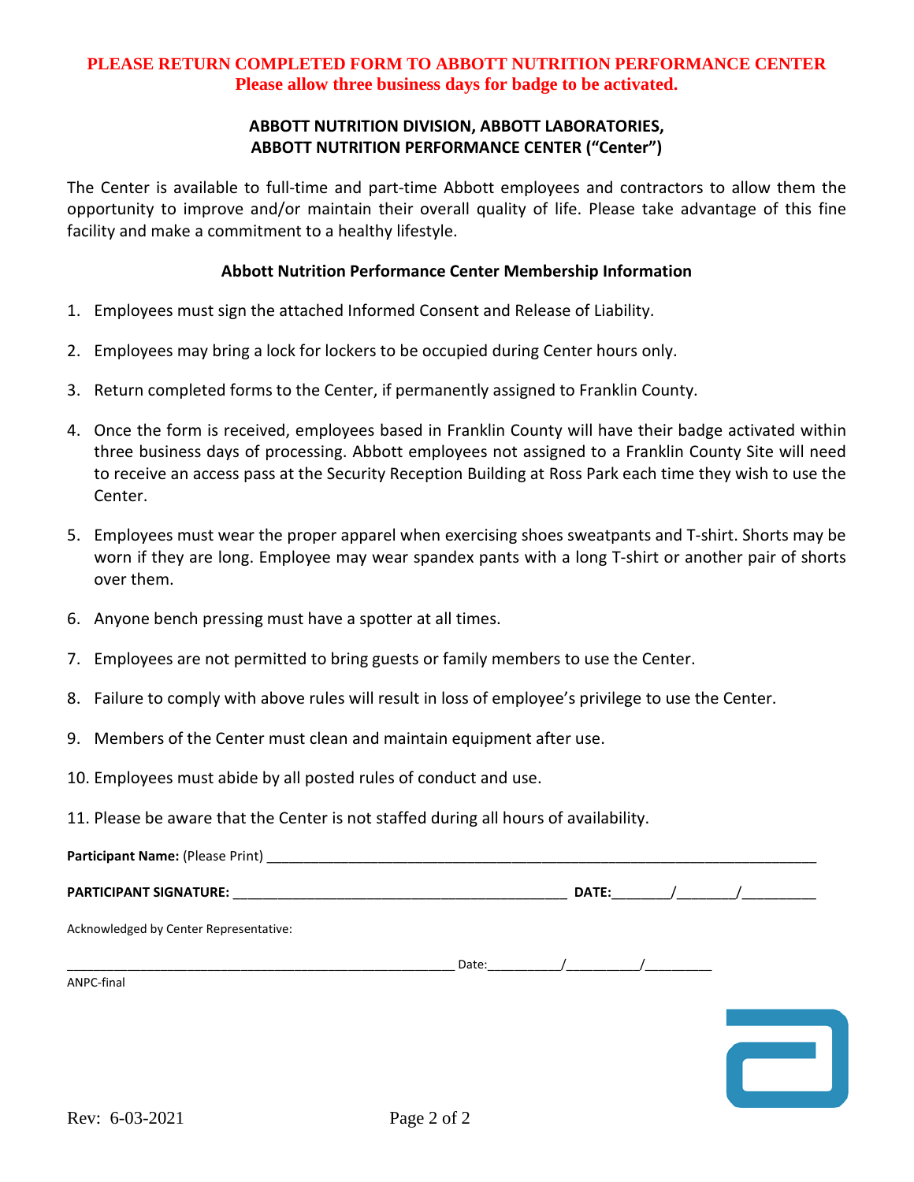**PLEASE RETURN COMPLETED FORM TO ABBOTT NUTRITION PERFORMANCE CENTER**
**Please allow three business days for badge to be activated.**

## ABBOTT NUTRITION DIVISION, ABBOTT LABORATORIES, ABBOTT NUTRITION PERFORMANCE CENTER ("Center")

The Center is available to full-time and part-time Abbott employees and contractors to allow them the opportunity to improve and/or maintain their overall quality of life. Please take advantage of this fine facility and make a commitment to a healthy lifestyle.

### Abbott Nutrition Performance Center Membership Information

1. Employees must sign the attached Informed Consent and Release of Liability.
2. Employees may bring a lock for lockers to be occupied during Center hours only.
3. Return completed forms to the Center, if permanently assigned to Franklin County.
4. Once the form is received, employees based in Franklin County will have their badge activated within three business days of processing. Abbott employees not assigned to a Franklin County Site will need to receive an access pass at the Security Reception Building at Ross Park each time they wish to use the Center.
5. Employees must wear the proper apparel when exercising shoes sweatpants and T-shirt. Shorts may be worn if they are long. Employee may wear spandex pants with a long T-shirt or another pair of shorts over them.
6. Anyone bench pressing must have a spotter at all times.
7. Employees are not permitted to bring guests or family members to use the Center.
8. Failure to comply with above rules will result in loss of employee's privilege to use the Center.
9. Members of the Center must clean and maintain equipment after use.
10. Employees must abide by all posted rules of conduct and use.
11. Please be aware that the Center is not staffed during all hours of availability.

**Participant Name:** (Please Print) ______________________________________________

**PARTICIPANT SIGNATURE:** ______________________________ **DATE:**_______/_______/_________

Acknowledged by Center Representative:

______________________________________ Date:__________/__________/_________

ANPC-final

Rev: 6-03-2021